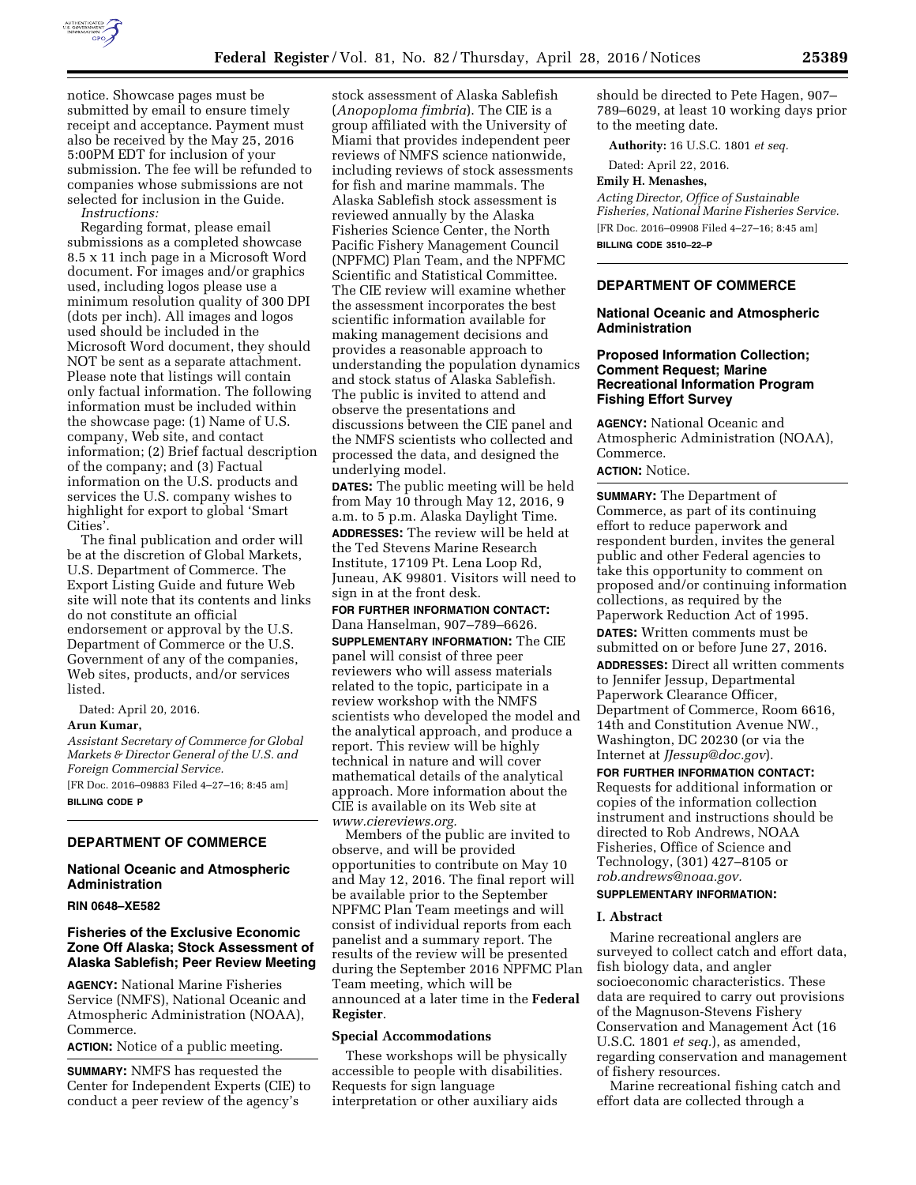notice. Showcase pages must be submitted by email to ensure timely receipt and acceptance. Payment must also be received by the May 25, 2016 5:00PM EDT for inclusion of your submission. The fee will be refunded to companies whose submissions are not selected for inclusion in the Guide.

*Instructions:*

Regarding format, please email submissions as a completed showcase 8.5 x 11 inch page in a Microsoft Word document. For images and/or graphics used, including logos please use a minimum resolution quality of 300 DPI (dots per inch). All images and logos used should be included in the Microsoft Word document, they should NOT be sent as a separate attachment. Please note that listings will contain only factual information. The following information must be included within the showcase page: (1) Name of U.S. company, Web site, and contact information; (2) Brief factual description of the company; and (3) Factual information on the U.S. products and services the U.S. company wishes to highlight for export to global 'Smart Cities'.

The final publication and order will be at the discretion of Global Markets, U.S. Department of Commerce. The Export Listing Guide and future Web site will note that its contents and links do not constitute an official endorsement or approval by the U.S. Department of Commerce or the U.S. Government of any of the companies, Web sites, products, and/or services listed.

Dated: April 20, 2016.

**Arun Kumar,**

*Assistant Secretary of Commerce for Global Markets & Director General of the U.S. and Foreign Commercial Service.*

[FR Doc. 2016–09883 Filed 4–27–16; 8:45 am]

**BILLING CODE P**

## DEPARTMENT OF COMMERCE

### National Oceanic and Atmospheric Administration

**RIN 0648–XE582**

### Fisheries of the Exclusive Economic Zone Off Alaska; Stock Assessment of Alaska Sablefish; Peer Review Meeting

**AGENCY:** National Marine Fisheries Service (NMFS), National Oceanic and Atmospheric Administration (NOAA), Commerce.

**ACTION:** Notice of a public meeting.

**SUMMARY:** NMFS has requested the Center for Independent Experts (CIE) to conduct a peer review of the agency's stock assessment of Alaska Sablefish (*Anopoploma fimbria*). The CIE is a group affiliated with the University of Miami that provides independent peer reviews of NMFS science nationwide, including reviews of stock assessments for fish and marine mammals. The Alaska Sablefish stock assessment is reviewed annually by the Alaska Fisheries Science Center, the North Pacific Fishery Management Council (NPFMC) Plan Team, and the NPFMC Scientific and Statistical Committee. The CIE review will examine whether the assessment incorporates the best scientific information available for making management decisions and provides a reasonable approach to understanding the population dynamics and stock status of Alaska Sablefish. The public is invited to attend and observe the presentations and discussions between the CIE panel and the NMFS scientists who collected and processed the data, and designed the underlying model.

**DATES:** The public meeting will be held from May 10 through May 12, 2016, 9 a.m. to 5 p.m. Alaska Daylight Time.

**ADDRESSES:** The review will be held at the Ted Stevens Marine Research Institute, 17109 Pt. Lena Loop Rd, Juneau, AK 99801. Visitors will need to sign in at the front desk.

**FOR FURTHER INFORMATION CONTACT:** Dana Hanselman, 907–789–6626.

**SUPPLEMENTARY INFORMATION:** The CIE panel will consist of three peer reviewers who will assess materials related to the topic, participate in a review workshop with the NMFS scientists who developed the model and the analytical approach, and produce a report. This review will be highly technical in nature and will cover mathematical details of the analytical approach. More information about the CIE is available on its Web site at *www.ciereviews.org.*

Members of the public are invited to observe, and will be provided opportunities to contribute on May 10 and May 12, 2016. The final report will be available prior to the September NPFMC Plan Team meetings and will consist of individual reports from each panelist and a summary report. The results of the review will be presented during the September 2016 NPFMC Plan Team meeting, which will be announced at a later time in the **Federal Register**.

#### Special Accommodations

These workshops will be physically accessible to people with disabilities. Requests for sign language interpretation or other auxiliary aids should be directed to Pete Hagen, 907–789–6029, at least 10 working days prior to the meeting date.

**Authority:** 16 U.S.C. 1801 *et seq.*

Dated: April 22, 2016.

**Emily H. Menashes,**

*Acting Director, Office of Sustainable Fisheries, National Marine Fisheries Service.*

[FR Doc. 2016–09908 Filed 4–27–16; 8:45 am]

**BILLING CODE 3510–22–P**

## DEPARTMENT OF COMMERCE

### National Oceanic and Atmospheric Administration

### Proposed Information Collection; Comment Request; Marine Recreational Information Program Fishing Effort Survey

**AGENCY:** National Oceanic and Atmospheric Administration (NOAA), Commerce.

**ACTION:** Notice.

**SUMMARY:** The Department of Commerce, as part of its continuing effort to reduce paperwork and respondent burden, invites the general public and other Federal agencies to take this opportunity to comment on proposed and/or continuing information collections, as required by the Paperwork Reduction Act of 1995.

**DATES:** Written comments must be submitted on or before June 27, 2016.

**ADDRESSES:** Direct all written comments to Jennifer Jessup, Departmental Paperwork Clearance Officer, Department of Commerce, Room 6616, 14th and Constitution Avenue NW., Washington, DC 20230 (or via the Internet at *JJessup@doc.gov*).

**FOR FURTHER INFORMATION CONTACT:** Requests for additional information or copies of the information collection instrument and instructions should be directed to Rob Andrews, NOAA Fisheries, Office of Science and Technology, (301) 427–8105 or *rob.andrews@noaa.gov.*

**SUPPLEMENTARY INFORMATION:**

#### I. Abstract

Marine recreational anglers are surveyed to collect catch and effort data, fish biology data, and angler socioeconomic characteristics. These data are required to carry out provisions of the Magnuson-Stevens Fishery Conservation and Management Act (16 U.S.C. 1801 *et seq.*), as amended, regarding conservation and management of fishery resources.

Marine recreational fishing catch and effort data are collected through a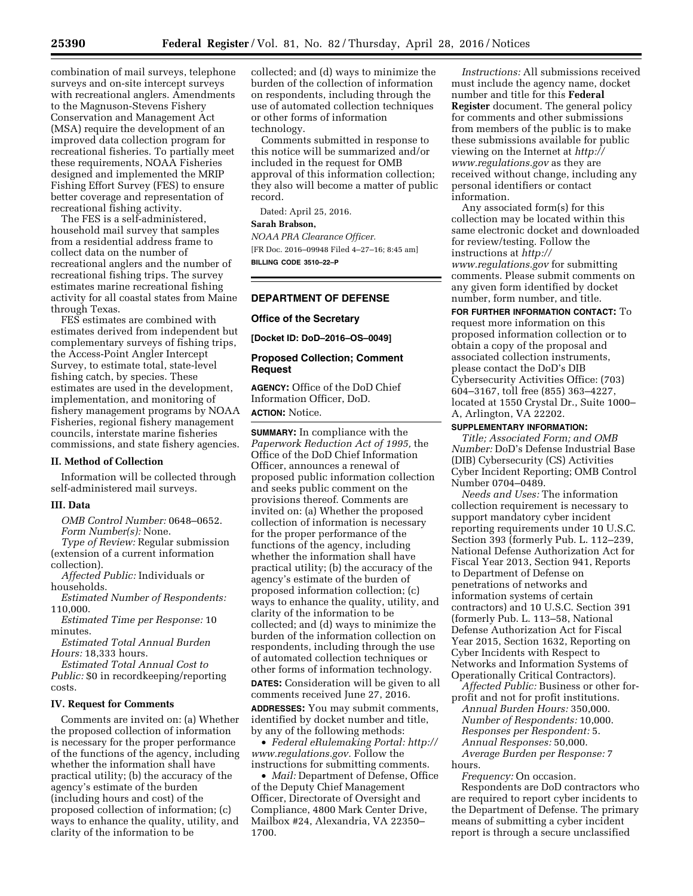combination of mail surveys, telephone surveys and on-site intercept surveys with recreational anglers. Amendments to the Magnuson-Stevens Fishery Conservation and Management Act (MSA) require the development of an improved data collection program for recreational fisheries. To partially meet these requirements, NOAA Fisheries designed and implemented the MRIP Fishing Effort Survey (FES) to ensure better coverage and representation of recreational fishing activity.

The FES is a self-administered, household mail survey that samples from a residential address frame to collect data on the number of recreational anglers and the number of recreational fishing trips. The survey estimates marine recreational fishing activity for all coastal states from Maine through Texas.

FES estimates are combined with estimates derived from independent but complementary surveys of fishing trips, the Access-Point Angler Intercept Survey, to estimate total, state-level fishing catch, by species. These estimates are used in the development, implementation, and monitoring of fishery management programs by NOAA Fisheries, regional fishery management councils, interstate marine fisheries commissions, and state fishery agencies.

## II. Method of Collection

Information will be collected through self-administered mail surveys.

## III. Data

*OMB Control Number:* 0648–0652.

*Form Number(s):* None.

*Type of Review:* Regular submission (extension of a current information collection).

*Affected Public:* Individuals or households.

*Estimated Number of Respondents:* 110,000.

*Estimated Time per Response:* 10 minutes.

*Estimated Total Annual Burden Hours:* 18,333 hours.

*Estimated Total Annual Cost to Public:* $0 in recordkeeping/reporting costs.

## IV. Request for Comments

Comments are invited on: (a) Whether the proposed collection of information is necessary for the proper performance of the functions of the agency, including whether the information shall have practical utility; (b) the accuracy of the agency's estimate of the burden (including hours and cost) of the proposed collection of information; (c) ways to enhance the quality, utility, and clarity of the information to be collected; and (d) ways to minimize the burden of the collection of information on respondents, including through the use of automated collection techniques or other forms of information technology.

Comments submitted in response to this notice will be summarized and/or included in the request for OMB approval of this information collection; they also will become a matter of public record.

Dated: April 25, 2016.

**Sarah Brabson,**

*NOAA PRA Clearance Officer.*

[FR Doc. 2016–09948 Filed 4–27–16; 8:45 am]

**BILLING CODE 3510–22–P**

---

# DEPARTMENT OF DEFENSE

## Office of the Secretary

**[Docket ID: DoD–2016–OS–0049]**

## Proposed Collection; Comment Request

**AGENCY:** Office of the DoD Chief Information Officer, DoD.

**ACTION:** Notice.

**SUMMARY:** In compliance with the *Paperwork Reduction Act of 1995,* the Office of the DoD Chief Information Officer, announces a renewal of proposed public information collection and seeks public comment on the provisions thereof. Comments are invited on: (a) Whether the proposed collection of information is necessary for the proper performance of the functions of the agency, including whether the information shall have practical utility; (b) the accuracy of the agency's estimate of the burden of proposed information collection; (c) ways to enhance the quality, utility, and clarity of the information to be collected; and (d) ways to minimize the burden of the information collection on respondents, including through the use of automated collection techniques or other forms of information technology.

**DATES:** Consideration will be given to all comments received June 27, 2016.

**ADDRESSES:** You may submit comments, identified by docket number and title, by any of the following methods:

- *Federal eRulemaking Portal: http://www.regulations.gov.* Follow the instructions for submitting comments.
- *Mail:* Department of Defense, Office of the Deputy Chief Management Officer, Directorate of Oversight and Compliance, 4800 Mark Center Drive, Mailbox #24, Alexandria, VA 22350–1700.

*Instructions:* All submissions received must include the agency name, docket number and title for this **Federal Register** document. The general policy for comments and other submissions from members of the public is to make these submissions available for public viewing on the Internet at *http://www.regulations.gov* as they are received without change, including any personal identifiers or contact information.

Any associated form(s) for this collection may be located within this same electronic docket and downloaded for review/testing. Follow the instructions at *http://www.regulations.gov* for submitting comments. Please submit comments on any given form identified by docket number, form number, and title.

**FOR FURTHER INFORMATION CONTACT:** To request more information on this proposed information collection or to obtain a copy of the proposal and associated collection instruments, please contact the DoD's DIB Cybersecurity Activities Office: (703) 604–3167, toll free (855) 363–4227, located at 1550 Crystal Dr., Suite 1000–A, Arlington, VA 22202.

**SUPPLEMENTARY INFORMATION:**

*Title; Associated Form; and OMB Number:* DoD's Defense Industrial Base (DIB) Cybersecurity (CS) Activities Cyber Incident Reporting; OMB Control Number 0704–0489.

*Needs and Uses:* The information collection requirement is necessary to support mandatory cyber incident reporting requirements under 10 U.S.C. Section 393 (formerly Pub. L. 112–239, National Defense Authorization Act for Fiscal Year 2013, Section 941, Reports to Department of Defense on penetrations of networks and information systems of certain contractors) and 10 U.S.C. Section 391 (formerly Pub. L. 113–58, National Defense Authorization Act for Fiscal Year 2015, Section 1632, Reporting on Cyber Incidents with Respect to Networks and Information Systems of Operationally Critical Contractors).

*Affected Public:* Business or other for-profit and not for profit institutions.

*Annual Burden Hours:* 350,000.

*Number of Respondents:* 10,000.

*Responses per Respondent:* 5.

*Annual Responses:* 50,000.

*Average Burden per Response:* 7 hours.

*Frequency:* On occasion.

Respondents are DoD contractors who are required to report cyber incidents to the Department of Defense. The primary means of submitting a cyber incident report is through a secure unclassified